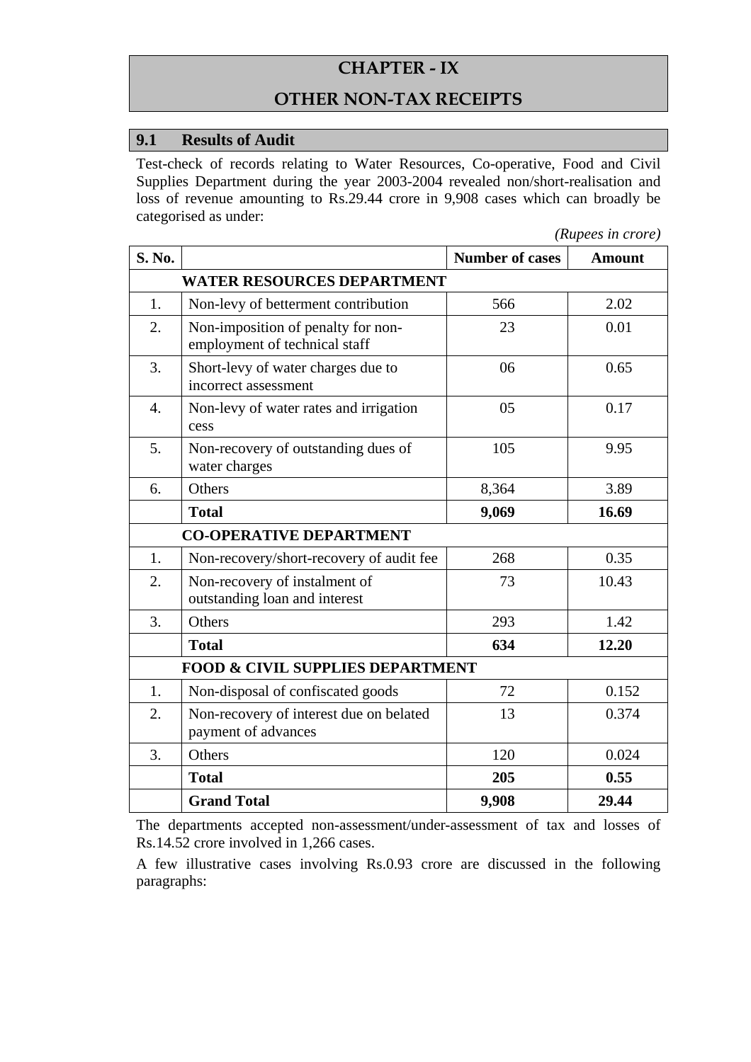# CHAPTER - IX

# OTHER NON-TAX RECEIPTS

## 9.1 Results of Audit

Test-check of records relating to Water Resources, Co-operative, Food and Civil Supplies Department during the year 2003-2004 revealed non/short-realisation and loss of revenue amounting to Rs.29.44 crore in 9,908 cases which can broadly be categorised as under:

*(Rupees in crore)*

| S. No. | | Number of cases | Amount |
|---|---|---|---|
| | **WATER RESOURCES DEPARTMENT** | | |
| 1. | Non-levy of betterment contribution | 566 | 2.02 |
| 2. | Non-imposition of penalty for non-employment of technical staff | 23 | 0.01 |
| 3. | Short-levy of water charges due to incorrect assessment | 06 | 0.65 |
| 4. | Non-levy of water rates and irrigation cess | 05 | 0.17 |
| 5. | Non-recovery of outstanding dues of water charges | 105 | 9.95 |
| 6. | Others | 8,364 | 3.89 |
| | **Total** | **9,069** | **16.69** |
| | **CO-OPERATIVE DEPARTMENT** | | |
| 1. | Non-recovery/short-recovery of audit fee | 268 | 0.35 |
| 2. | Non-recovery of instalment of outstanding loan and interest | 73 | 10.43 |
| 3. | Others | 293 | 1.42 |
| | **Total** | **634** | **12.20** |
| | **FOOD & CIVIL SUPPLIES DEPARTMENT** | | |
| 1. | Non-disposal of confiscated goods | 72 | 0.152 |
| 2. | Non-recovery of interest due on belated payment of advances | 13 | 0.374 |
| 3. | Others | 120 | 0.024 |
| | **Total** | **205** | **0.55** |
| | **Grand Total** | **9,908** | **29.44** |

The departments accepted non-assessment/under-assessment of tax and losses of Rs.14.52 crore involved in 1,266 cases.

A few illustrative cases involving Rs.0.93 crore are discussed in the following paragraphs: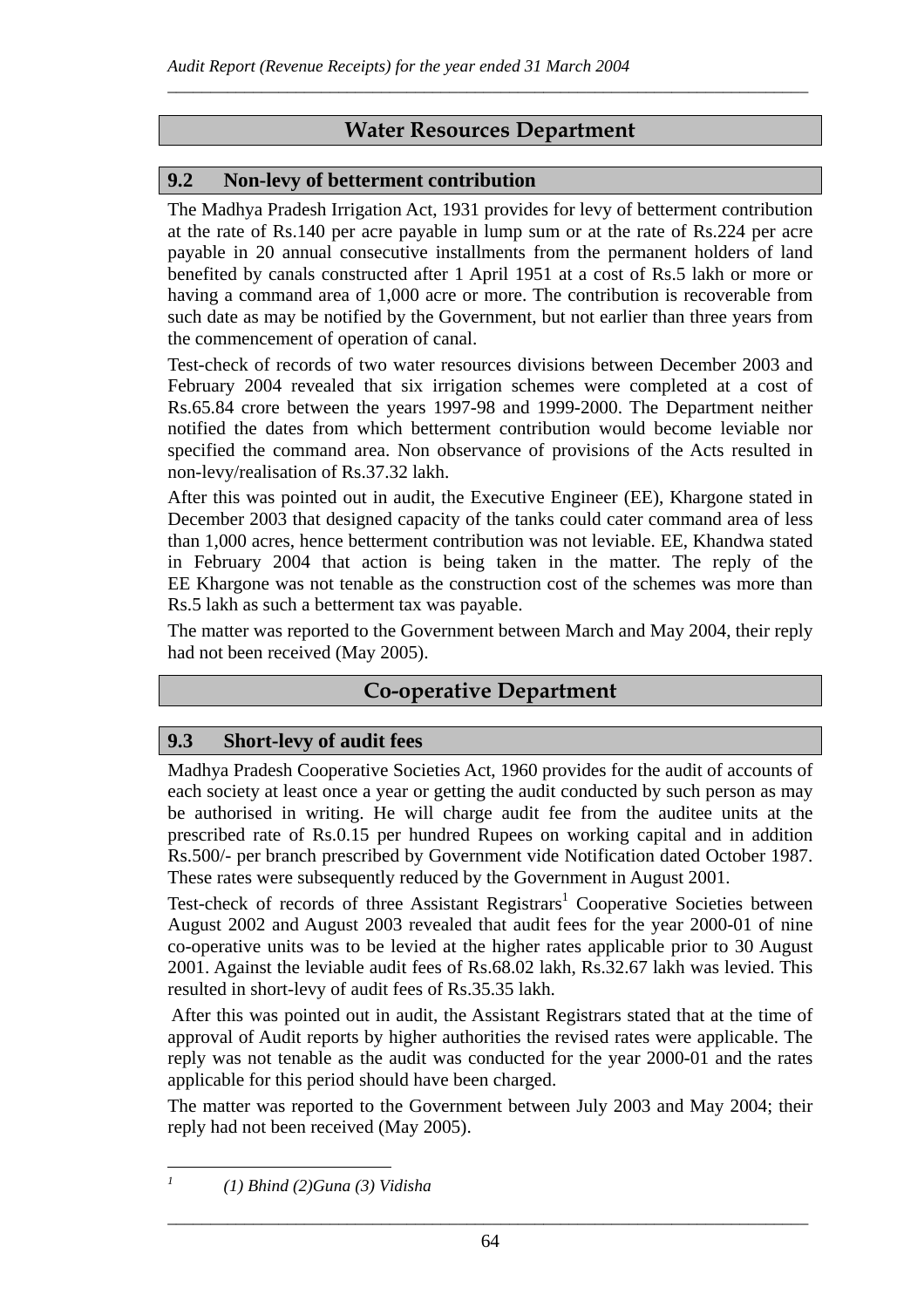## Water Resources Department

### 9.2 Non-levy of betterment contribution

The Madhya Pradesh Irrigation Act, 1931 provides for levy of betterment contribution at the rate of Rs.140 per acre payable in lump sum or at the rate of Rs.224 per acre payable in 20 annual consecutive installments from the permanent holders of land benefited by canals constructed after 1 April 1951 at a cost of Rs.5 lakh or more or having a command area of 1,000 acre or more. The contribution is recoverable from such date as may be notified by the Government, but not earlier than three years from the commencement of operation of canal.

Test-check of records of two water resources divisions between December 2003 and February 2004 revealed that six irrigation schemes were completed at a cost of Rs.65.84 crore between the years 1997-98 and 1999-2000. The Department neither notified the dates from which betterment contribution would become leviable nor specified the command area. Non observance of provisions of the Acts resulted in non-levy/realisation of Rs.37.32 lakh.

After this was pointed out in audit, the Executive Engineer (EE), Khargone stated in December 2003 that designed capacity of the tanks could cater command area of less than 1,000 acres, hence betterment contribution was not leviable. EE, Khandwa stated in February 2004 that action is being taken in the matter. The reply of the EE Khargone was not tenable as the construction cost of the schemes was more than Rs.5 lakh as such a betterment tax was payable.

The matter was reported to the Government between March and May 2004, their reply had not been received (May 2005).

## Co-operative Department

### 9.3 Short-levy of audit fees

Madhya Pradesh Cooperative Societies Act, 1960 provides for the audit of accounts of each society at least once a year or getting the audit conducted by such person as may be authorised in writing. He will charge audit fee from the auditee units at the prescribed rate of Rs.0.15 per hundred Rupees on working capital and in addition Rs.500/- per branch prescribed by Government vide Notification dated October 1987. These rates were subsequently reduced by the Government in August 2001.

Test-check of records of three Assistant Registrars[1] Cooperative Societies between August 2002 and August 2003 revealed that audit fees for the year 2000-01 of nine co-operative units was to be levied at the higher rates applicable prior to 30 August 2001. Against the leviable audit fees of Rs.68.02 lakh, Rs.32.67 lakh was levied. This resulted in short-levy of audit fees of Rs.35.35 lakh.

After this was pointed out in audit, the Assistant Registrars stated that at the time of approval of Audit reports by higher authorities the revised rates were applicable. The reply was not tenable as the audit was conducted for the year 2000-01 and the rates applicable for this period should have been charged.

The matter was reported to the Government between July 2003 and May 2004; their reply had not been received (May 2005).

---

[1] *(1) Bhind (2)Guna (3) Vidisha*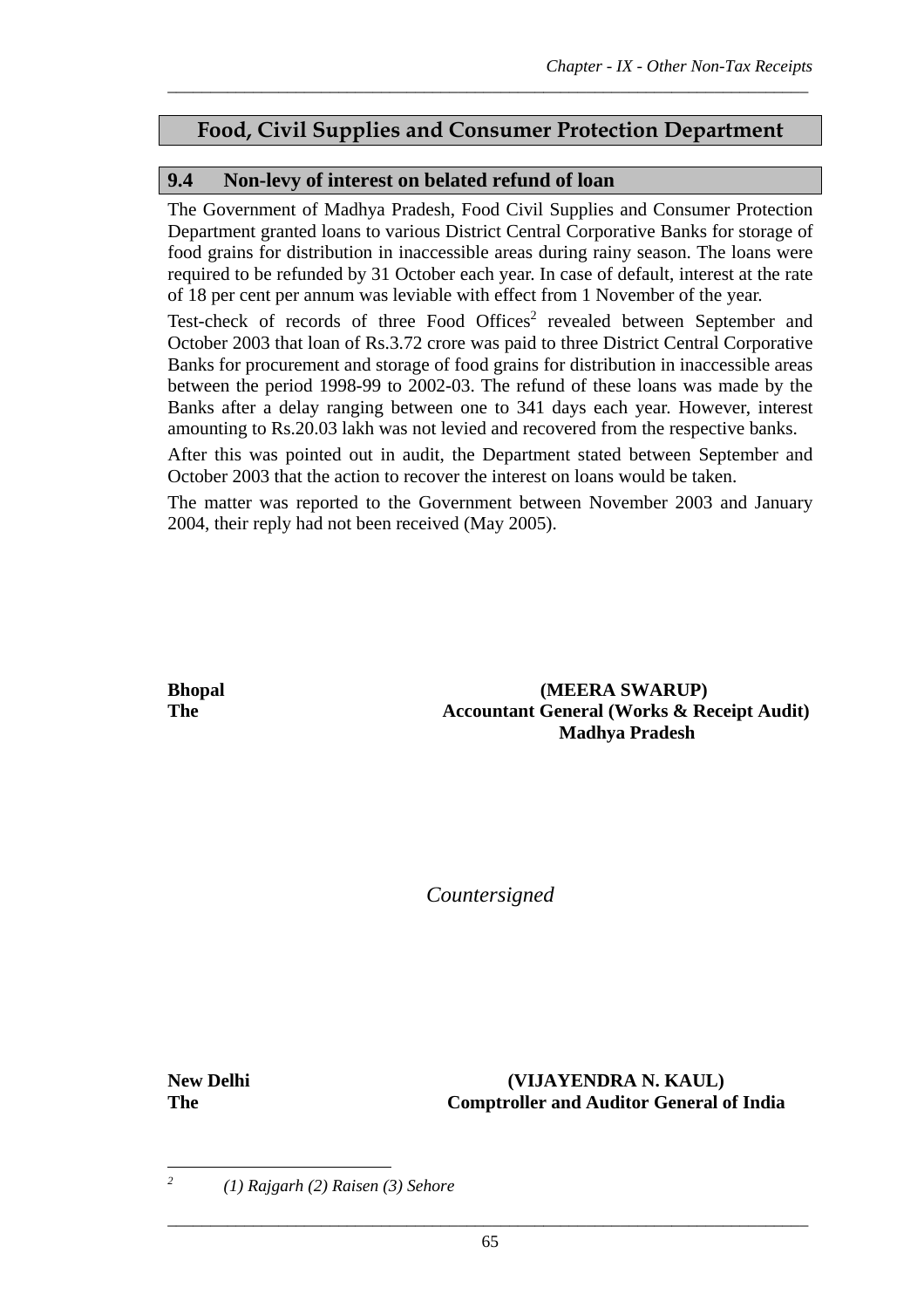## Food, Civil Supplies and Consumer Protection Department

### 9.4 Non-levy of interest on belated refund of loan

The Government of Madhya Pradesh, Food Civil Supplies and Consumer Protection Department granted loans to various District Central Corporative Banks for storage of food grains for distribution in inaccessible areas during rainy season. The loans were required to be refunded by 31 October each year. In case of default, interest at the rate of 18 per cent per annum was leviable with effect from 1 November of the year.

Test-check of records of three Food Offices[2] revealed between September and October 2003 that loan of Rs.3.72 crore was paid to three District Central Corporative Banks for procurement and storage of food grains for distribution in inaccessible areas between the period 1998-99 to 2002-03. The refund of these loans was made by the Banks after a delay ranging between one to 341 days each year. However, interest amounting to Rs.20.03 lakh was not levied and recovered from the respective banks.

After this was pointed out in audit, the Department stated between September and October 2003 that the action to recover the interest on loans would be taken.

The matter was reported to the Government between November 2003 and January 2004, their reply had not been received (May 2005).

**Bhopal** **(MEERA SWARUP)**
**The** **Accountant General (Works & Receipt Audit)**
**Madhya Pradesh**

*Countersigned*

**New Delhi** **(VIJAYENDRA N. KAUL)**
**The** **Comptroller and Auditor General of India**

---

[2] *(1) Rajgarh (2) Raisen (3) Sehore*